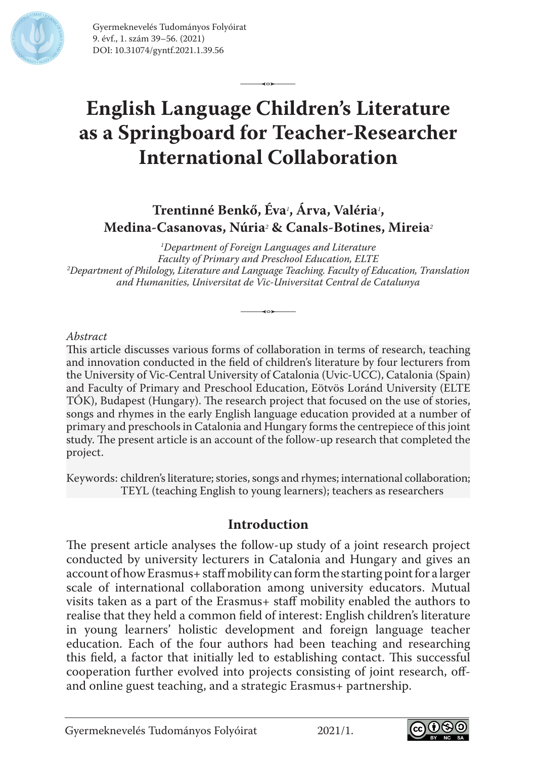# English Language Children's Literature as a Springboard for Teacher-Researcher International Collaboration

**Trentinné Benkő, Éva[1], Árva, Valéria[1], Medina-Casanovas, Núria[2] & Canals-Botines, Mireia[2]**

*[1]Department of Foreign Languages and Literature*
*Faculty of Primary and Preschool Education, ELTE*
*[2]Department of Philology, Literature and Language Teaching. Faculty of Education, Translation and Humanities, Universitat de Vic-Universitat Central de Catalunya*

*Abstract*

This article discusses various forms of collaboration in terms of research, teaching and innovation conducted in the field of children's literature by four lecturers from the University of Vic-Central University of Catalonia (Uvic-UCC), Catalonia (Spain) and Faculty of Primary and Preschool Education, Eötvös Loránd University (ELTE TÓK), Budapest (Hungary). The research project that focused on the use of stories, songs and rhymes in the early English language education provided at a number of primary and preschools in Catalonia and Hungary forms the centrepiece of this joint study. The present article is an account of the follow-up research that completed the project.

Keywords: children's literature; stories, songs and rhymes; international collaboration; TEYL (teaching English to young learners); teachers as researchers

## Introduction

The present article analyses the follow-up study of a joint research project conducted by university lecturers in Catalonia and Hungary and gives an account of how Erasmus+ staff mobility can form the starting point for a larger scale of international collaboration among university educators. Mutual visits taken as a part of the Erasmus+ staff mobility enabled the authors to realise that they held a common field of interest: English children's literature in young learners' holistic development and foreign language teacher education. Each of the four authors had been teaching and researching this field, a factor that initially led to establishing contact. This successful cooperation further evolved into projects consisting of joint research, off- and online guest teaching, and a strategic Erasmus+ partnership.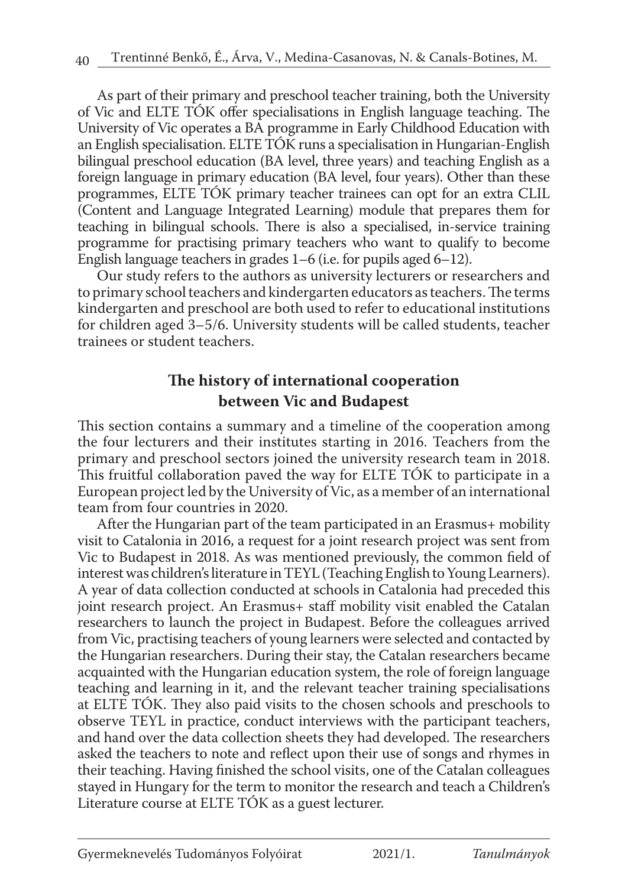As part of their primary and preschool teacher training, both the University of Vic and ELTE TÓK offer specialisations in English language teaching. The University of Vic operates a BA programme in Early Childhood Education with an English specialisation. ELTE TÓK runs a specialisation in Hungarian-English bilingual preschool education (BA level, three years) and teaching English as a foreign language in primary education (BA level, four years). Other than these programmes, ELTE TÓK primary teacher trainees can opt for an extra CLIL (Content and Language Integrated Learning) module that prepares them for teaching in bilingual schools. There is also a specialised, in-service training programme for practising primary teachers who want to qualify to become English language teachers in grades 1–6 (i.e. for pupils aged 6–12).

Our study refers to the authors as university lecturers or researchers and to primary school teachers and kindergarten educators as teachers. The terms kindergarten and preschool are both used to refer to educational institutions for children aged 3–5/6. University students will be called students, teacher trainees or student teachers.

## The history of international cooperation between Vic and Budapest

This section contains a summary and a timeline of the cooperation among the four lecturers and their institutes starting in 2016. Teachers from the primary and preschool sectors joined the university research team in 2018. This fruitful collaboration paved the way for ELTE TÓK to participate in a European project led by the University of Vic, as a member of an international team from four countries in 2020.

After the Hungarian part of the team participated in an Erasmus+ mobility visit to Catalonia in 2016, a request for a joint research project was sent from Vic to Budapest in 2018. As was mentioned previously, the common field of interest was children's literature in TEYL (Teaching English to Young Learners). A year of data collection conducted at schools in Catalonia had preceded this joint research project. An Erasmus+ staff mobility visit enabled the Catalan researchers to launch the project in Budapest. Before the colleagues arrived from Vic, practising teachers of young learners were selected and contacted by the Hungarian researchers. During their stay, the Catalan researchers became acquainted with the Hungarian education system, the role of foreign language teaching and learning in it, and the relevant teacher training specialisations at ELTE TÓK. They also paid visits to the chosen schools and preschools to observe TEYL in practice, conduct interviews with the participant teachers, and hand over the data collection sheets they had developed. The researchers asked the teachers to note and reflect upon their use of songs and rhymes in their teaching. Having finished the school visits, one of the Catalan colleagues stayed in Hungary for the term to monitor the research and teach a Children's Literature course at ELTE TÓK as a guest lecturer.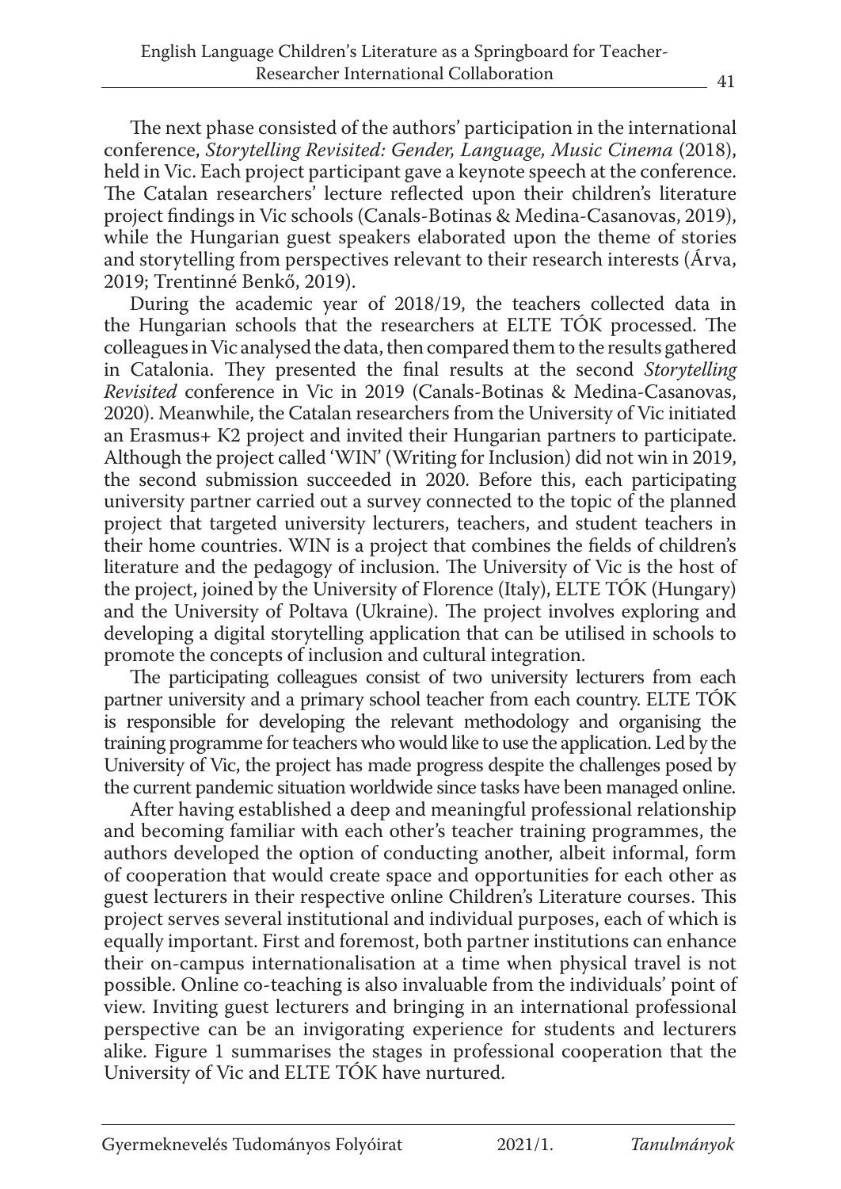The next phase consisted of the authors' participation in the international conference, *Storytelling Revisited: Gender, Language, Music Cinema* (2018), held in Vic. Each project participant gave a keynote speech at the conference. The Catalan researchers' lecture reflected upon their children's literature project findings in Vic schools (Canals-Botinas & Medina-Casanovas, 2019), while the Hungarian guest speakers elaborated upon the theme of stories and storytelling from perspectives relevant to their research interests (Árva, 2019; Trentinné Benkő, 2019).

During the academic year of 2018/19, the teachers collected data in the Hungarian schools that the researchers at ELTE TÓK processed. The colleagues in Vic analysed the data, then compared them to the results gathered in Catalonia. They presented the final results at the second *Storytelling Revisited* conference in Vic in 2019 (Canals-Botinas & Medina-Casanovas, 2020). Meanwhile, the Catalan researchers from the University of Vic initiated an Erasmus+ K2 project and invited their Hungarian partners to participate. Although the project called 'WIN' (Writing for Inclusion) did not win in 2019, the second submission succeeded in 2020. Before this, each participating university partner carried out a survey connected to the topic of the planned project that targeted university lecturers, teachers, and student teachers in their home countries. WIN is a project that combines the fields of children's literature and the pedagogy of inclusion. The University of Vic is the host of the project, joined by the University of Florence (Italy), ELTE TÓK (Hungary) and the University of Poltava (Ukraine). The project involves exploring and developing a digital storytelling application that can be utilised in schools to promote the concepts of inclusion and cultural integration.

The participating colleagues consist of two university lecturers from each partner university and a primary school teacher from each country. ELTE TÓK is responsible for developing the relevant methodology and organising the training programme for teachers who would like to use the application. Led by the University of Vic, the project has made progress despite the challenges posed by the current pandemic situation worldwide since tasks have been managed online.

After having established a deep and meaningful professional relationship and becoming familiar with each other's teacher training programmes, the authors developed the option of conducting another, albeit informal, form of cooperation that would create space and opportunities for each other as guest lecturers in their respective online Children's Literature courses. This project serves several institutional and individual purposes, each of which is equally important. First and foremost, both partner institutions can enhance their on-campus internationalisation at a time when physical travel is not possible. Online co-teaching is also invaluable from the individuals' point of view. Inviting guest lecturers and bringing in an international professional perspective can be an invigorating experience for students and lecturers alike. Figure 1 summarises the stages in professional cooperation that the University of Vic and ELTE TÓK have nurtured.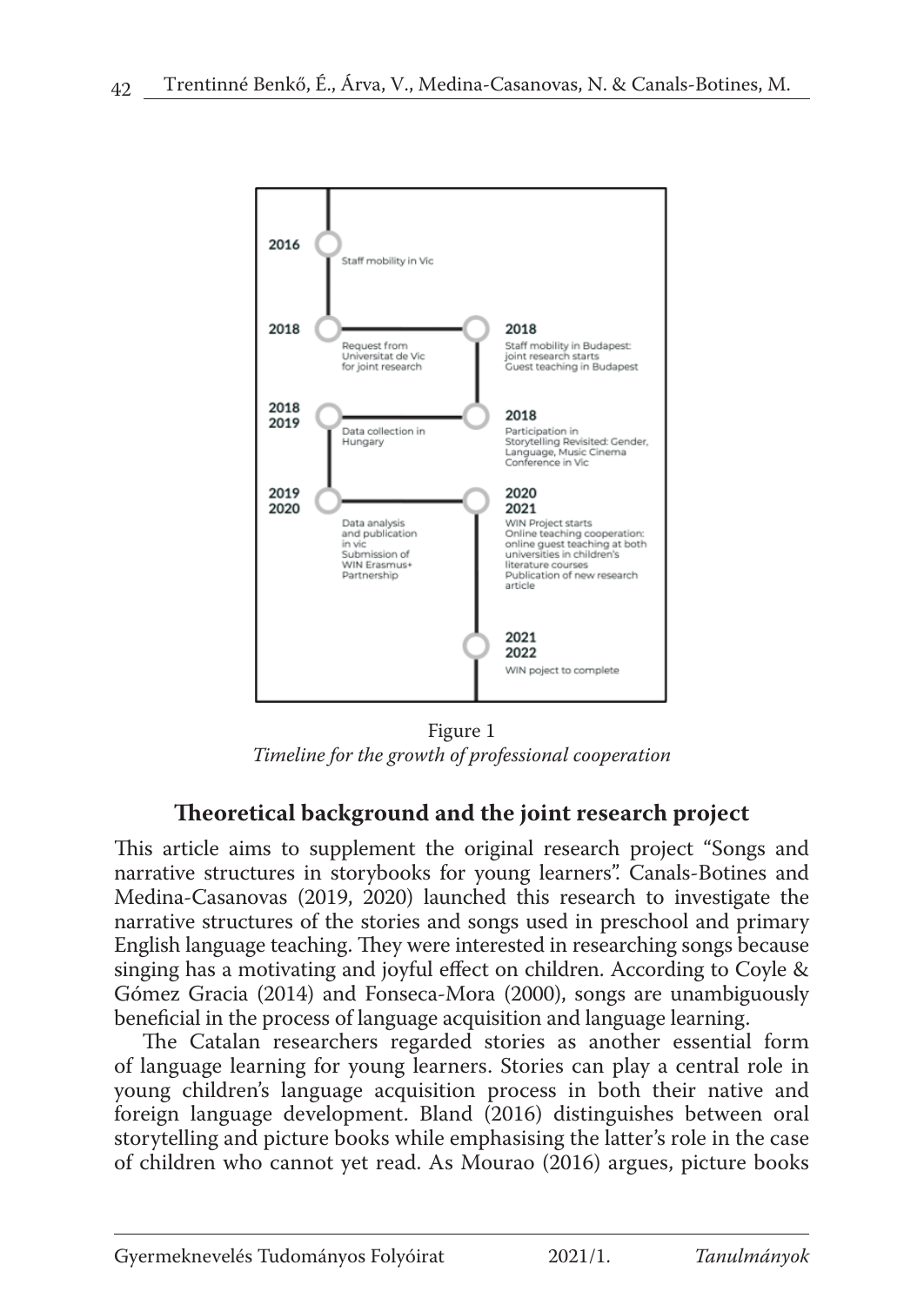2016
Staff mobility in Vic

2018
Request from Universitat de Vic for joint research

2018
Staff mobility in Budapest: joint research starts
Guest teaching in Budapest

2018
2019
Data collection in Hungary

2018
Participation in Storytelling Revisited: Gender, Language, Music Cinema Conference in Vic

2019
2020
Data analysis and publication in vic
Submission of WIN Erasmus+ Partnership

2020
2021
WIN Project starts
Online teaching cooperation: online guest teaching at both universities in children's literature courses
Publication of new research article

2021
2022
WIN poject to complete

Figure 1
*Timeline for the growth of professional cooperation*

## Theoretical background and the joint research project

This article aims to supplement the original research project "Songs and narrative structures in storybooks for young learners". Canals-Botines and Medina-Casanovas (2019, 2020) launched this research to investigate the narrative structures of the stories and songs used in preschool and primary English language teaching. They were interested in researching songs because singing has a motivating and joyful effect on children. According to Coyle & Gómez Gracia (2014) and Fonseca-Mora (2000), songs are unambiguously beneficial in the process of language acquisition and language learning.

The Catalan researchers regarded stories as another essential form of language learning for young learners. Stories can play a central role in young children's language acquisition process in both their native and foreign language development. Bland (2016) distinguishes between oral storytelling and picture books while emphasising the latter's role in the case of children who cannot yet read. As Mourao (2016) argues, picture books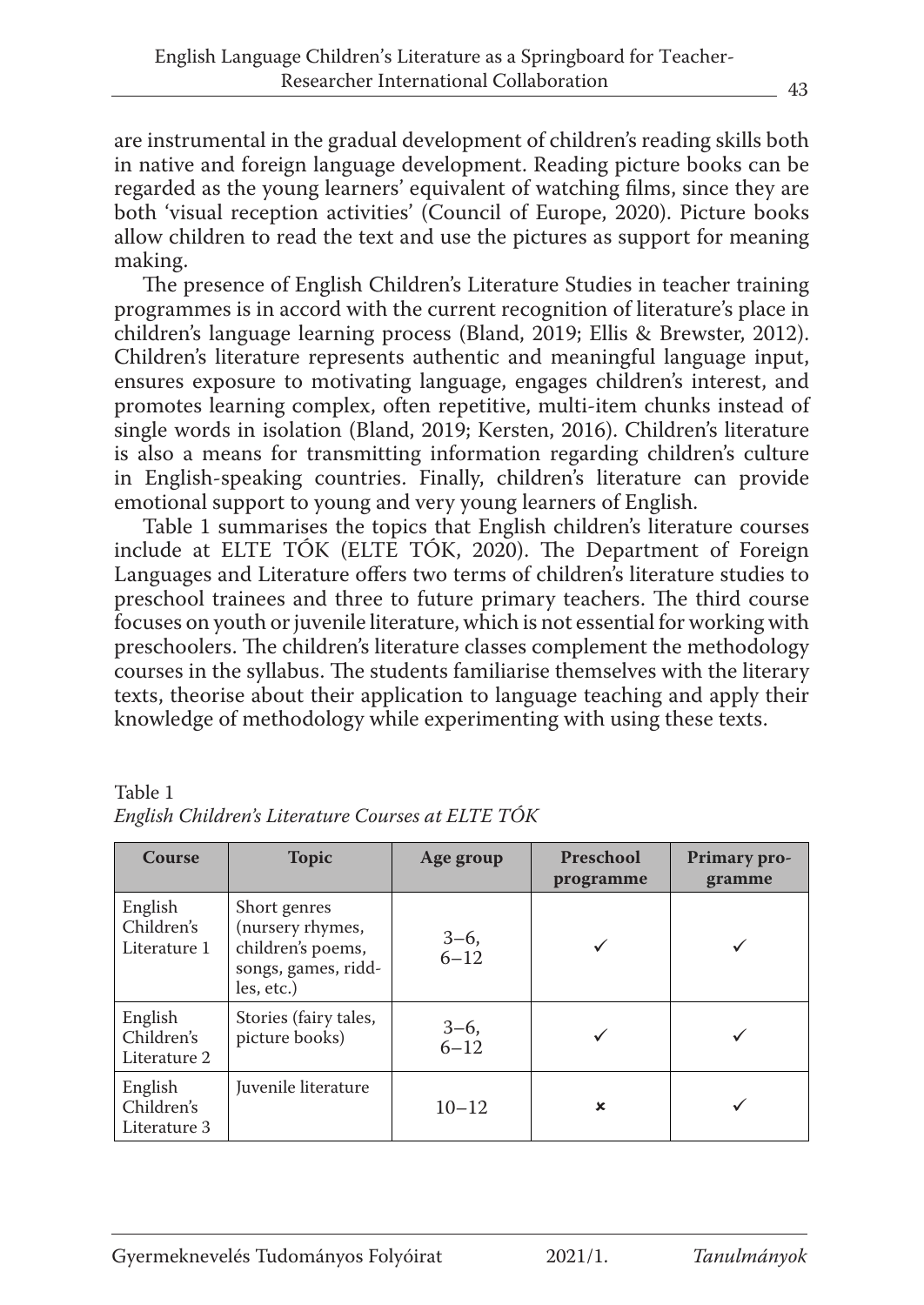are instrumental in the gradual development of children's reading skills both in native and foreign language development. Reading picture books can be regarded as the young learners' equivalent of watching films, since they are both 'visual reception activities' (Council of Europe, 2020). Picture books allow children to read the text and use the pictures as support for meaning making.

The presence of English Children's Literature Studies in teacher training programmes is in accord with the current recognition of literature's place in children's language learning process (Bland, 2019; Ellis & Brewster, 2012). Children's literature represents authentic and meaningful language input, ensures exposure to motivating language, engages children's interest, and promotes learning complex, often repetitive, multi-item chunks instead of single words in isolation (Bland, 2019; Kersten, 2016). Children's literature is also a means for transmitting information regarding children's culture in English-speaking countries. Finally, children's literature can provide emotional support to young and very young learners of English.

Table 1 summarises the topics that English children's literature courses include at ELTE TÓK (ELTE TÓK, 2020). The Department of Foreign Languages and Literature offers two terms of children's literature studies to preschool trainees and three to future primary teachers. The third course focuses on youth or juvenile literature, which is not essential for working with preschoolers. The children's literature classes complement the methodology courses in the syllabus. The students familiarise themselves with the literary texts, theorise about their application to language teaching and apply their knowledge of methodology while experimenting with using these texts.

Table 1
*English Children's Literature Courses at ELTE TÓK*

| Course | Topic | Age group | Preschool programme | Primary programme |
|---|---|---|---|---|
| English Children's Literature 1 | Short genres (nursery rhymes, children's poems, songs, games, riddles, etc.) | 3–6, 6–12 | ✓ | ✓ |
| English Children's Literature 2 | Stories (fairy tales, picture books) | 3–6, 6–12 | ✓ | ✓ |
| English Children's Literature 3 | Juvenile literature | 10–12 | × | ✓ |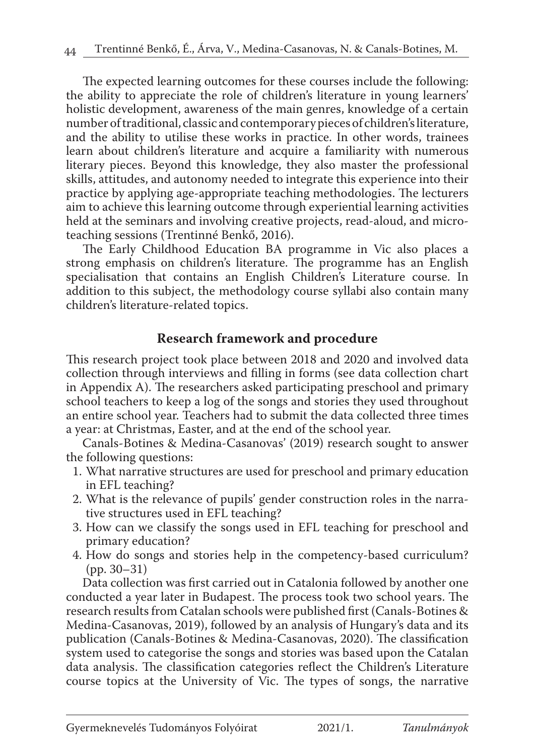The expected learning outcomes for these courses include the following: the ability to appreciate the role of children's literature in young learners' holistic development, awareness of the main genres, knowledge of a certain number of traditional, classic and contemporary pieces of children's literature, and the ability to utilise these works in practice. In other words, trainees learn about children's literature and acquire a familiarity with numerous literary pieces. Beyond this knowledge, they also master the professional skills, attitudes, and autonomy needed to integrate this experience into their practice by applying age-appropriate teaching methodologies. The lecturers aim to achieve this learning outcome through experiential learning activities held at the seminars and involving creative projects, read-aloud, and micro-teaching sessions (Trentinné Benkő, 2016).

The Early Childhood Education BA programme in Vic also places a strong emphasis on children's literature. The programme has an English specialisation that contains an English Children's Literature course. In addition to this subject, the methodology course syllabi also contain many children's literature-related topics.

## Research framework and procedure

This research project took place between 2018 and 2020 and involved data collection through interviews and filling in forms (see data collection chart in Appendix A). The researchers asked participating preschool and primary school teachers to keep a log of the songs and stories they used throughout an entire school year. Teachers had to submit the data collected three times a year: at Christmas, Easter, and at the end of the school year.

Canals-Botines & Medina-Casanovas' (2019) research sought to answer the following questions:

1. What narrative structures are used for preschool and primary education in EFL teaching?
2. What is the relevance of pupils' gender construction roles in the narrative structures used in EFL teaching?
3. How can we classify the songs used in EFL teaching for preschool and primary education?
4. How do songs and stories help in the competency-based curriculum? (pp. 30–31)

Data collection was first carried out in Catalonia followed by another one conducted a year later in Budapest. The process took two school years. The research results from Catalan schools were published first (Canals-Botines & Medina-Casanovas, 2019), followed by an analysis of Hungary's data and its publication (Canals-Botines & Medina-Casanovas, 2020). The classification system used to categorise the songs and stories was based upon the Catalan data analysis. The classification categories reflect the Children's Literature course topics at the University of Vic. The types of songs, the narrative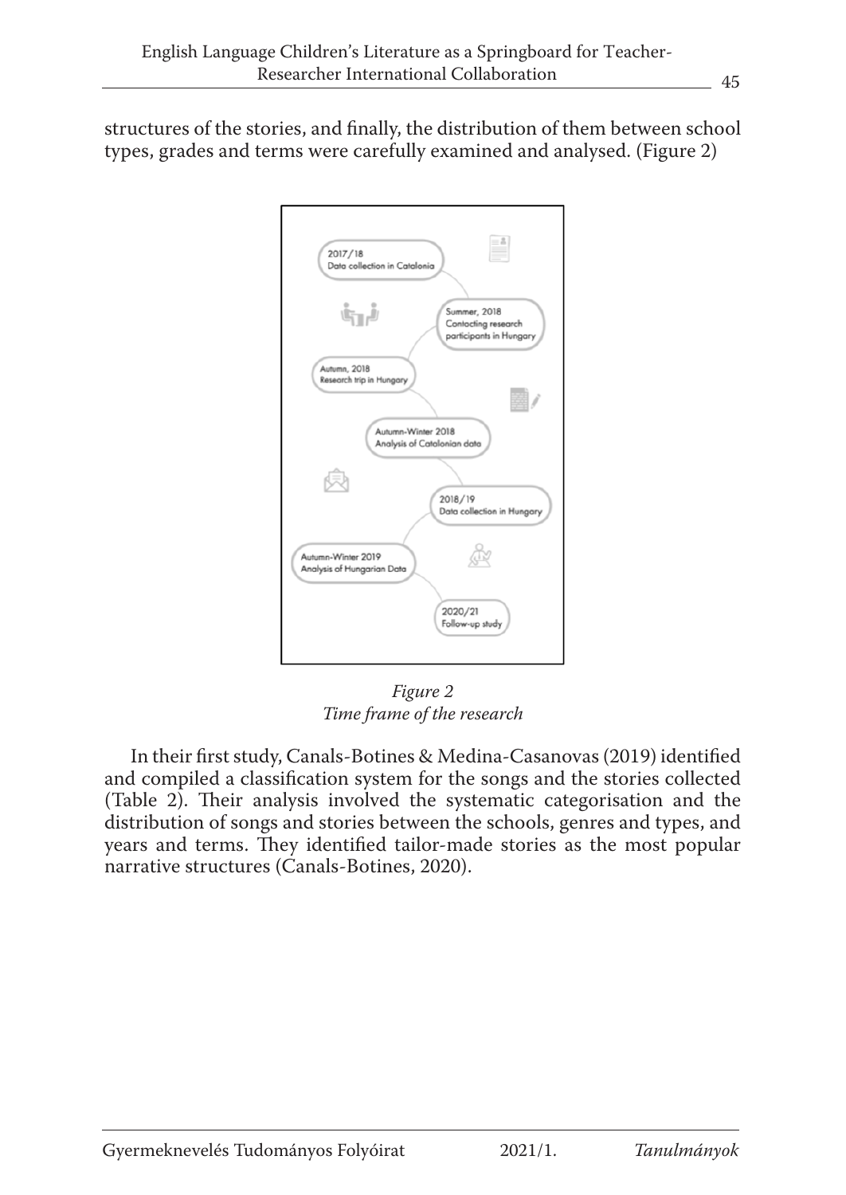structures of the stories, and finally, the distribution of them between school types, grades and terms were carefully examined and analysed. (Figure 2)

2017/18
Data collection in Catalonia

Summer, 2018
Contacting research participants in Hungary

Autumn, 2018
Research trip in Hungary

Autumn-Winter 2018
Analysis of Catalonian data

2018/19
Data collection in Hungary

Autumn-Winter 2019
Analysis of Hungarian Data

2020/21
Follow-up study

*Figure 2*
*Time frame of the research*

In their first study, Canals-Botines & Medina-Casanovas (2019) identified and compiled a classification system for the songs and the stories collected (Table 2). Their analysis involved the systematic categorisation and the distribution of songs and stories between the schools, genres and types, and years and terms. They identified tailor-made stories as the most popular narrative structures (Canals-Botines, 2020).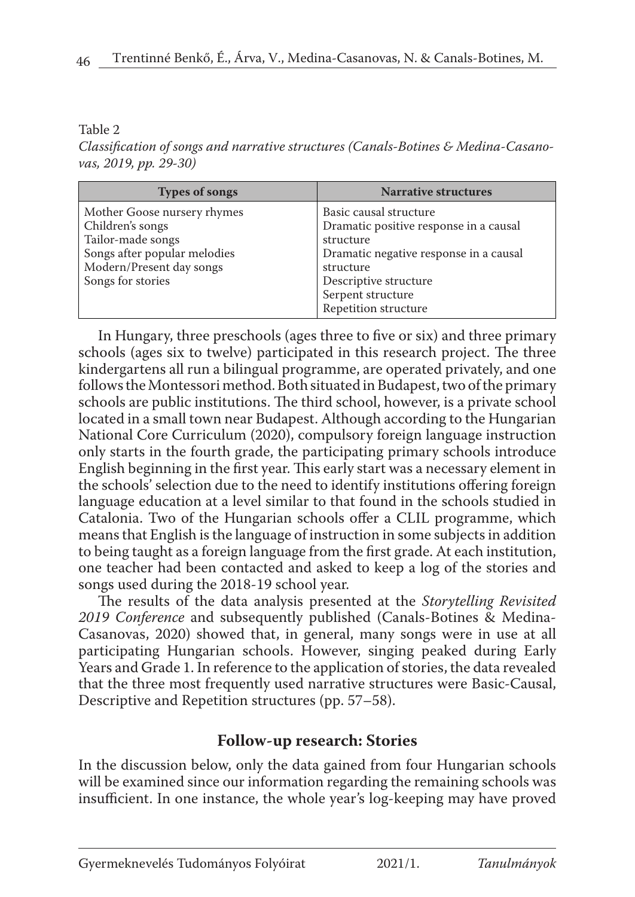Table 2

*Classification of songs and narrative structures (Canals-Botines & Medina-Casanovas, 2019, pp. 29-30)*

| Types of songs | Narrative structures |
|---|---|
| Mother Goose nursery rhymes<br>Children's songs<br>Tailor-made songs<br>Songs after popular melodies<br>Modern/Present day songs<br>Songs for stories | Basic causal structure<br>Dramatic positive response in a causal structure<br>Dramatic negative response in a causal structure<br>Descriptive structure<br>Serpent structure<br>Repetition structure |

In Hungary, three preschools (ages three to five or six) and three primary schools (ages six to twelve) participated in this research project. The three kindergartens all run a bilingual programme, are operated privately, and one follows the Montessori method. Both situated in Budapest, two of the primary schools are public institutions. The third school, however, is a private school located in a small town near Budapest. Although according to the Hungarian National Core Curriculum (2020), compulsory foreign language instruction only starts in the fourth grade, the participating primary schools introduce English beginning in the first year. This early start was a necessary element in the schools' selection due to the need to identify institutions offering foreign language education at a level similar to that found in the schools studied in Catalonia. Two of the Hungarian schools offer a CLIL programme, which means that English is the language of instruction in some subjects in addition to being taught as a foreign language from the first grade. At each institution, one teacher had been contacted and asked to keep a log of the stories and songs used during the 2018-19 school year.

The results of the data analysis presented at the *Storytelling Revisited 2019 Conference* and subsequently published (Canals-Botines & Medina-Casanovas, 2020) showed that, in general, many songs were in use at all participating Hungarian schools. However, singing peaked during Early Years and Grade 1. In reference to the application of stories, the data revealed that the three most frequently used narrative structures were Basic-Causal, Descriptive and Repetition structures (pp. 57–58).

## Follow-up research: Stories

In the discussion below, only the data gained from four Hungarian schools will be examined since our information regarding the remaining schools was insufficient. In one instance, the whole year's log-keeping may have proved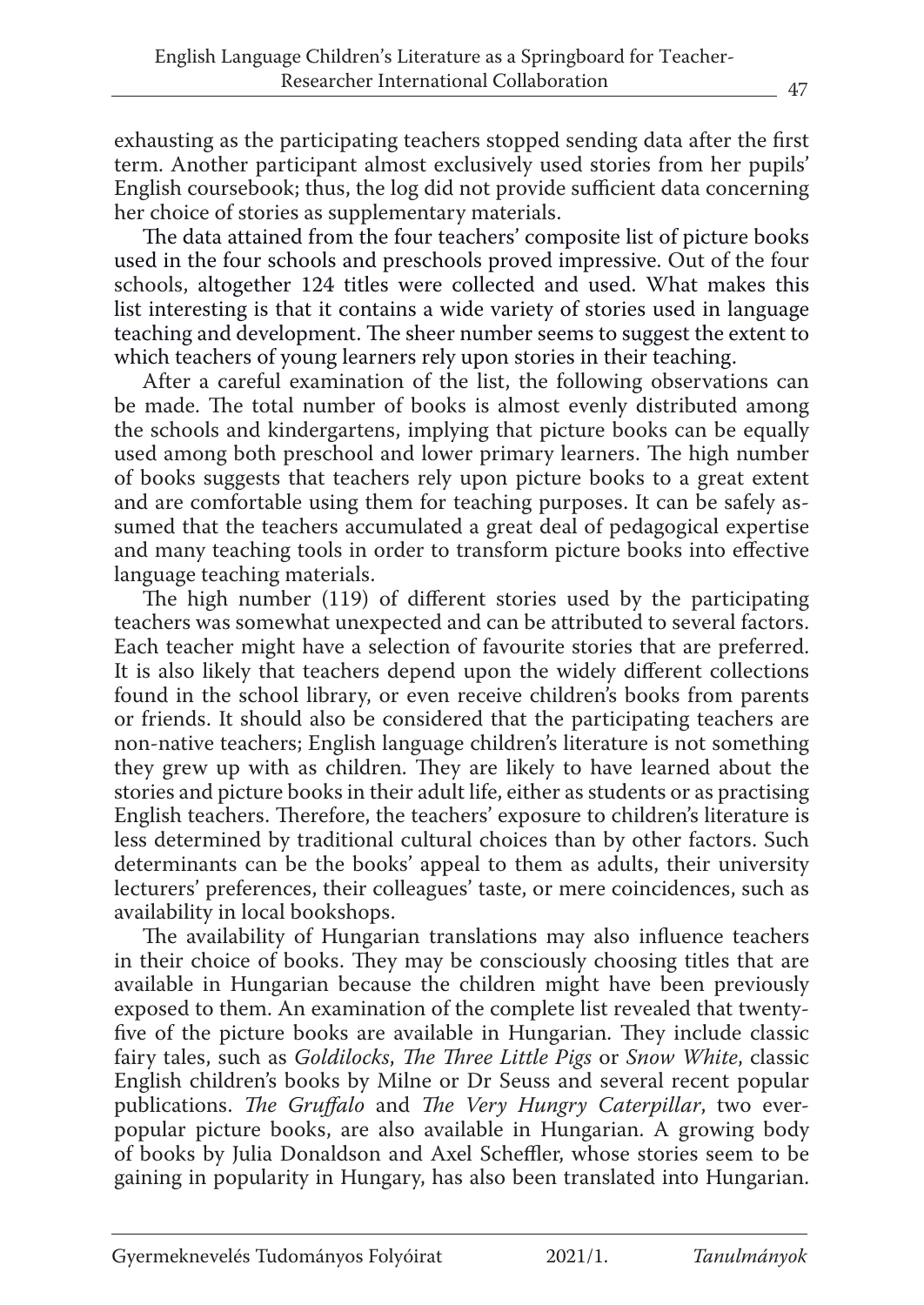exhausting as the participating teachers stopped sending data after the first term. Another participant almost exclusively used stories from her pupils' English coursebook; thus, the log did not provide sufficient data concerning her choice of stories as supplementary materials.

The data attained from the four teachers' composite list of picture books used in the four schools and preschools proved impressive. Out of the four schools, altogether 124 titles were collected and used. What makes this list interesting is that it contains a wide variety of stories used in language teaching and development. The sheer number seems to suggest the extent to which teachers of young learners rely upon stories in their teaching.

After a careful examination of the list, the following observations can be made. The total number of books is almost evenly distributed among the schools and kindergartens, implying that picture books can be equally used among both preschool and lower primary learners. The high number of books suggests that teachers rely upon picture books to a great extent and are comfortable using them for teaching purposes. It can be safely assumed that the teachers accumulated a great deal of pedagogical expertise and many teaching tools in order to transform picture books into effective language teaching materials.

The high number (119) of different stories used by the participating teachers was somewhat unexpected and can be attributed to several factors. Each teacher might have a selection of favourite stories that are preferred. It is also likely that teachers depend upon the widely different collections found in the school library, or even receive children's books from parents or friends. It should also be considered that the participating teachers are non-native teachers; English language children's literature is not something they grew up with as children. They are likely to have learned about the stories and picture books in their adult life, either as students or as practising English teachers. Therefore, the teachers' exposure to children's literature is less determined by traditional cultural choices than by other factors. Such determinants can be the books' appeal to them as adults, their university lecturers' preferences, their colleagues' taste, or mere coincidences, such as availability in local bookshops.

The availability of Hungarian translations may also influence teachers in their choice of books. They may be consciously choosing titles that are available in Hungarian because the children might have been previously exposed to them. An examination of the complete list revealed that twenty-five of the picture books are available in Hungarian. They include classic fairy tales, such as *Goldilocks*, *The Three Little Pigs* or *Snow White*, classic English children's books by Milne or Dr Seuss and several recent popular publications. *The Gruffalo* and *The Very Hungry Caterpillar*, two ever-popular picture books, are also available in Hungarian. A growing body of books by Julia Donaldson and Axel Scheffler, whose stories seem to be gaining in popularity in Hungary, has also been translated into Hungarian.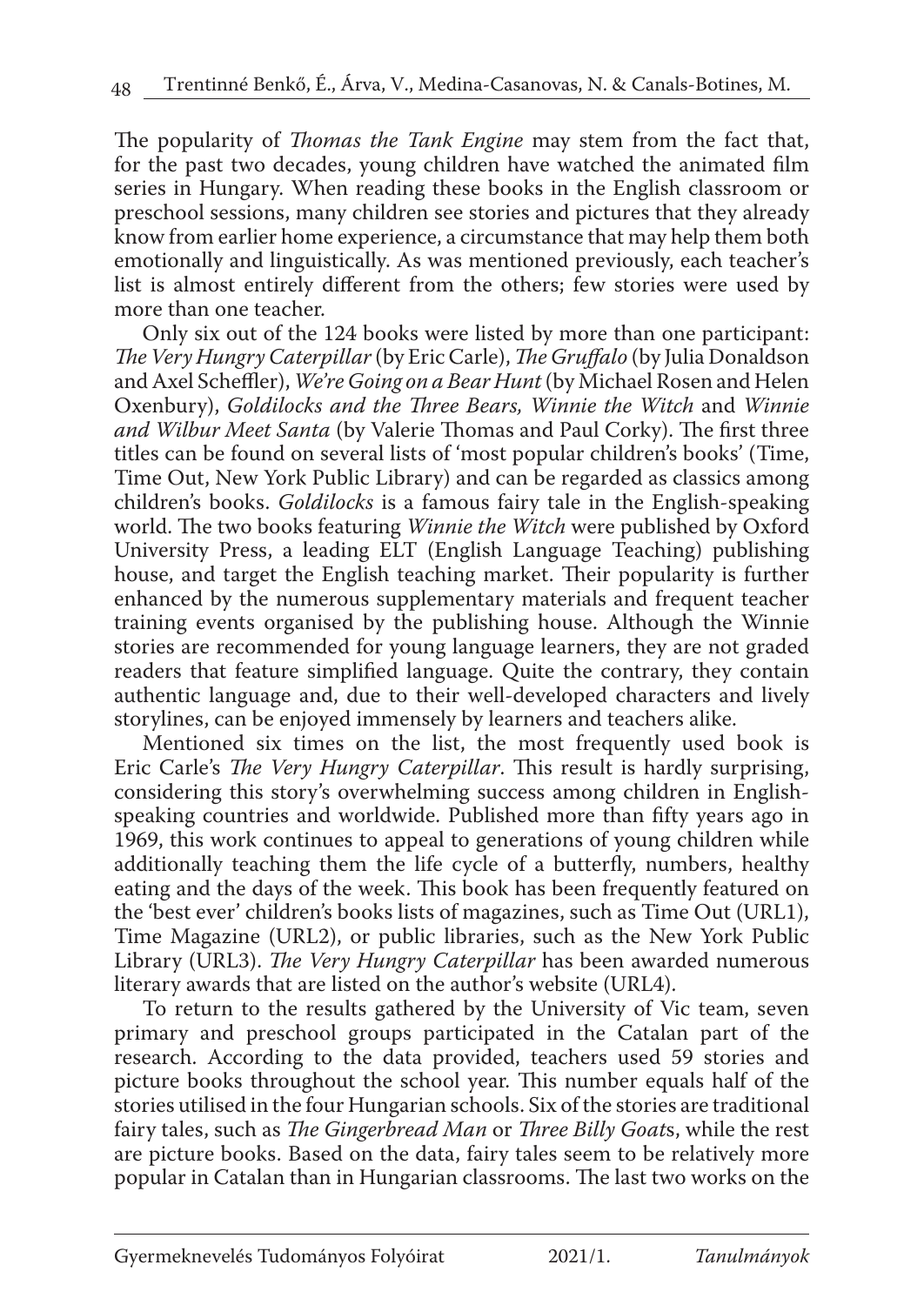The popularity of *Thomas the Tank Engine* may stem from the fact that, for the past two decades, young children have watched the animated film series in Hungary. When reading these books in the English classroom or preschool sessions, many children see stories and pictures that they already know from earlier home experience, a circumstance that may help them both emotionally and linguistically. As was mentioned previously, each teacher's list is almost entirely different from the others; few stories were used by more than one teacher.

Only six out of the 124 books were listed by more than one participant: *The Very Hungry Caterpillar* (by Eric Carle), *The Gruffalo* (by Julia Donaldson and Axel Scheffler), *We're Going on a Bear Hunt* (by Michael Rosen and Helen Oxenbury), *Goldilocks and the Three Bears, Winnie the Witch* and *Winnie and Wilbur Meet Santa* (by Valerie Thomas and Paul Corky). The first three titles can be found on several lists of 'most popular children's books' (Time, Time Out, New York Public Library) and can be regarded as classics among children's books. *Goldilocks* is a famous fairy tale in the English-speaking world. The two books featuring *Winnie the Witch* were published by Oxford University Press, a leading ELT (English Language Teaching) publishing house, and target the English teaching market. Their popularity is further enhanced by the numerous supplementary materials and frequent teacher training events organised by the publishing house. Although the Winnie stories are recommended for young language learners, they are not graded readers that feature simplified language. Quite the contrary, they contain authentic language and, due to their well-developed characters and lively storylines, can be enjoyed immensely by learners and teachers alike.

Mentioned six times on the list, the most frequently used book is Eric Carle's *The Very Hungry Caterpillar*. This result is hardly surprising, considering this story's overwhelming success among children in English-speaking countries and worldwide. Published more than fifty years ago in 1969, this work continues to appeal to generations of young children while additionally teaching them the life cycle of a butterfly, numbers, healthy eating and the days of the week. This book has been frequently featured on the 'best ever' children's books lists of magazines, such as Time Out (URL1), Time Magazine (URL2), or public libraries, such as the New York Public Library (URL3). *The Very Hungry Caterpillar* has been awarded numerous literary awards that are listed on the author's website (URL4).

To return to the results gathered by the University of Vic team, seven primary and preschool groups participated in the Catalan part of the research. According to the data provided, teachers used 59 stories and picture books throughout the school year. This number equals half of the stories utilised in the four Hungarian schools. Six of the stories are traditional fairy tales, such as *The Gingerbread Man* or *Three Billy Goat*s, while the rest are picture books. Based on the data, fairy tales seem to be relatively more popular in Catalan than in Hungarian classrooms. The last two works on the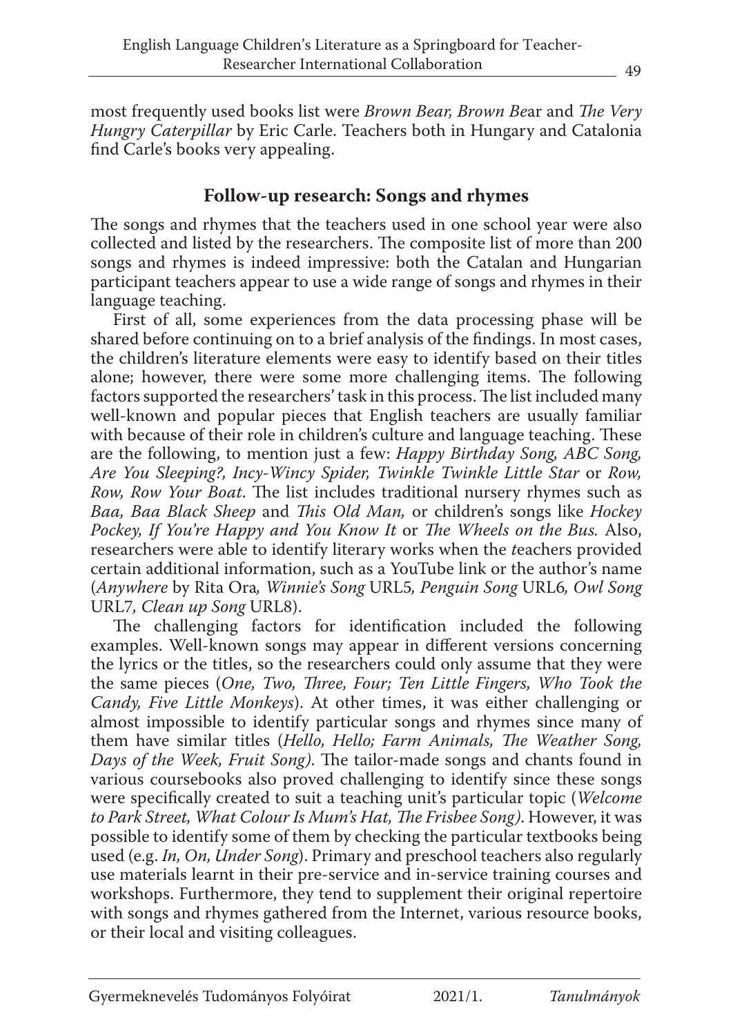most frequently used books list were *Brown Bear, Brown Be*ar and *The Very Hungry Caterpillar* by Eric Carle. Teachers both in Hungary and Catalonia find Carle's books very appealing.

## Follow-up research: Songs and rhymes

The songs and rhymes that the teachers used in one school year were also collected and listed by the researchers. The composite list of more than 200 songs and rhymes is indeed impressive: both the Catalan and Hungarian participant teachers appear to use a wide range of songs and rhymes in their language teaching.

First of all, some experiences from the data processing phase will be shared before continuing on to a brief analysis of the findings. In most cases, the children's literature elements were easy to identify based on their titles alone; however, there were some more challenging items. The following factors supported the researchers' task in this process. The list included many well-known and popular pieces that English teachers are usually familiar with because of their role in children's culture and language teaching. These are the following, to mention just a few: *Happy Birthday Song, ABC Song, Are You Sleeping?, Incy-Wincy Spider, Twinkle Twinkle Little Star* or *Row, Row, Row Your Boat*. The list includes traditional nursery rhymes such as *Baa, Baa Black Sheep* and *This Old Man,* or children's songs like *Hockey Pockey, If You're Happy and You Know It* or *The Wheels on the Bus.* Also, researchers were able to identify literary works when the *t*eachers provided certain additional information, such as a YouTube link or the author's name (*Anywhere* by Rita Ora*, Winnie's Song* URL5*, Penguin Song* URL6*, Owl Song* URL7*, Clean up Song* URL8).

The challenging factors for identification included the following examples. Well-known songs may appear in different versions concerning the lyrics or the titles, so the researchers could only assume that they were the same pieces (*One, Two, Three, Four; Ten Little Fingers, Who Took the Candy, Five Little Monkeys*). At other times, it was either challenging or almost impossible to identify particular songs and rhymes since many of them have similar titles (*Hello, Hello; Farm Animals, The Weather Song, Days of the Week, Fruit Song).* The tailor-made songs and chants found in various coursebooks also proved challenging to identify since these songs were specifically created to suit a teaching unit's particular topic (*Welcome to Park Street, What Colour Is Mum's Hat, The Frisbee Song).* However, it was possible to identify some of them by checking the particular textbooks being used (e.g. *In, On, Under Song*). Primary and preschool teachers also regularly use materials learnt in their pre-service and in-service training courses and workshops. Furthermore, they tend to supplement their original repertoire with songs and rhymes gathered from the Internet, various resource books, or their local and visiting colleagues.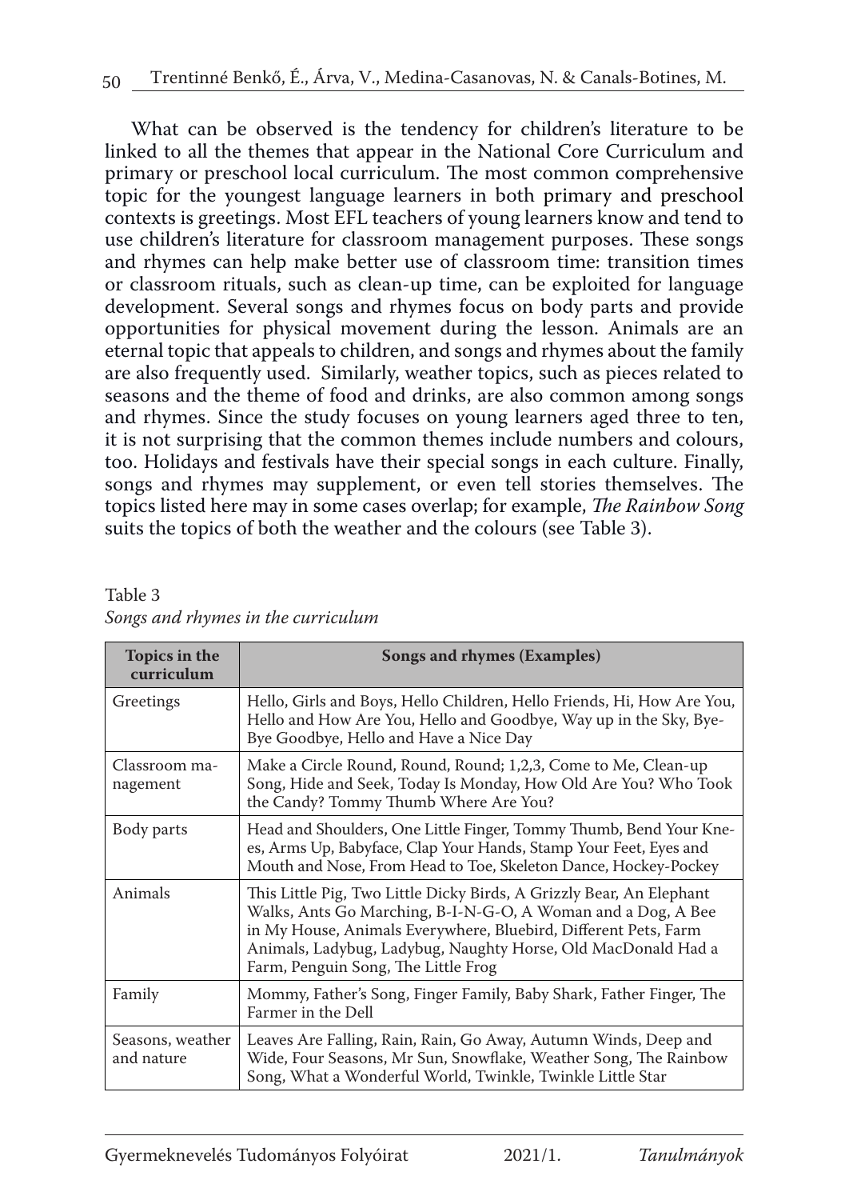What can be observed is the tendency for children's literature to be linked to all the themes that appear in the National Core Curriculum and primary or preschool local curriculum. The most common comprehensive topic for the youngest language learners in both primary and preschool contexts is greetings. Most EFL teachers of young learners know and tend to use children's literature for classroom management purposes. These songs and rhymes can help make better use of classroom time: transition times or classroom rituals, such as clean-up time, can be exploited for language development. Several songs and rhymes focus on body parts and provide opportunities for physical movement during the lesson. Animals are an eternal topic that appeals to children, and songs and rhymes about the family are also frequently used. Similarly, weather topics, such as pieces related to seasons and the theme of food and drinks, are also common among songs and rhymes. Since the study focuses on young learners aged three to ten, it is not surprising that the common themes include numbers and colours, too. Holidays and festivals have their special songs in each culture. Finally, songs and rhymes may supplement, or even tell stories themselves. The topics listed here may in some cases overlap; for example, *The Rainbow Song* suits the topics of both the weather and the colours (see Table 3).

Table 3
*Songs and rhymes in the curriculum*

| Topics in the curriculum | Songs and rhymes (Examples) |
|---|---|
| Greetings | Hello, Girls and Boys, Hello Children, Hello Friends, Hi, How Are You, Hello and How Are You, Hello and Goodbye, Way up in the Sky, Bye-Bye Goodbye, Hello and Have a Nice Day |
| Classroom management | Make a Circle Round, Round, Round; 1,2,3, Come to Me, Clean-up Song, Hide and Seek, Today Is Monday, How Old Are You? Who Took the Candy? Tommy Thumb Where Are You? |
| Body parts | Head and Shoulders, One Little Finger, Tommy Thumb, Bend Your Knees, Arms Up, Babyface, Clap Your Hands, Stamp Your Feet, Eyes and Mouth and Nose, From Head to Toe, Skeleton Dance, Hockey-Pockey |
| Animals | This Little Pig, Two Little Dicky Birds, A Grizzly Bear, An Elephant Walks, Ants Go Marching, B-I-N-G-O, A Woman and a Dog, A Bee in My House, Animals Everywhere, Bluebird, Different Pets, Farm Animals, Ladybug, Ladybug, Naughty Horse, Old MacDonald Had a Farm, Penguin Song, The Little Frog |
| Family | Mommy, Father's Song, Finger Family, Baby Shark, Father Finger, The Farmer in the Dell |
| Seasons, weather and nature | Leaves Are Falling, Rain, Rain, Go Away, Autumn Winds, Deep and Wide, Four Seasons, Mr Sun, Snowflake, Weather Song, The Rainbow Song, What a Wonderful World, Twinkle, Twinkle Little Star |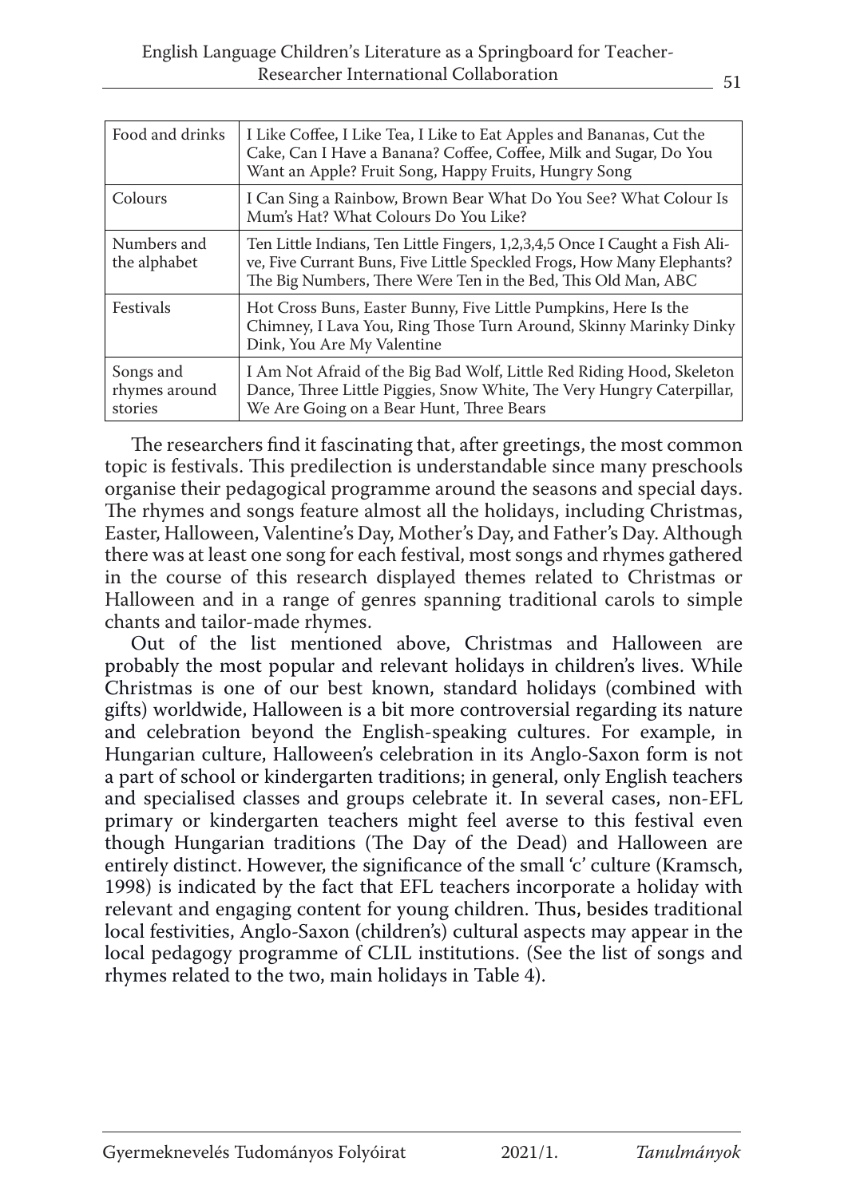| Food and drinks | I Like Coffee, I Like Tea, I Like to Eat Apples and Bananas, Cut the Cake, Can I Have a Banana? Coffee, Coffee, Milk and Sugar, Do You Want an Apple? Fruit Song, Happy Fruits, Hungry Song |
|---|---|
| Colours | I Can Sing a Rainbow, Brown Bear What Do You See? What Colour Is Mum's Hat? What Colours Do You Like? |
| Numbers and the alphabet | Ten Little Indians, Ten Little Fingers, 1,2,3,4,5 Once I Caught a Fish Alive, Five Currant Buns, Five Little Speckled Frogs, How Many Elephants? The Big Numbers, There Were Ten in the Bed, This Old Man, ABC |
| Festivals | Hot Cross Buns, Easter Bunny, Five Little Pumpkins, Here Is the Chimney, I Lava You, Ring Those Turn Around, Skinny Marinky Dinky Dink, You Are My Valentine |
| Songs and rhymes around stories | I Am Not Afraid of the Big Bad Wolf, Little Red Riding Hood, Skeleton Dance, Three Little Piggies, Snow White, The Very Hungry Caterpillar, We Are Going on a Bear Hunt, Three Bears |

The researchers find it fascinating that, after greetings, the most common topic is festivals. This predilection is understandable since many preschools organise their pedagogical programme around the seasons and special days. The rhymes and songs feature almost all the holidays, including Christmas, Easter, Halloween, Valentine's Day, Mother's Day, and Father's Day. Although there was at least one song for each festival, most songs and rhymes gathered in the course of this research displayed themes related to Christmas or Halloween and in a range of genres spanning traditional carols to simple chants and tailor-made rhymes.

Out of the list mentioned above, Christmas and Halloween are probably the most popular and relevant holidays in children's lives. While Christmas is one of our best known, standard holidays (combined with gifts) worldwide, Halloween is a bit more controversial regarding its nature and celebration beyond the English-speaking cultures. For example, in Hungarian culture, Halloween's celebration in its Anglo-Saxon form is not a part of school or kindergarten traditions; in general, only English teachers and specialised classes and groups celebrate it. In several cases, non-EFL primary or kindergarten teachers might feel averse to this festival even though Hungarian traditions (The Day of the Dead) and Halloween are entirely distinct. However, the significance of the small 'c' culture (Kramsch, 1998) is indicated by the fact that EFL teachers incorporate a holiday with relevant and engaging content for young children. Thus, besides traditional local festivities, Anglo-Saxon (children's) cultural aspects may appear in the local pedagogy programme of CLIL institutions. (See the list of songs and rhymes related to the two, main holidays in Table 4).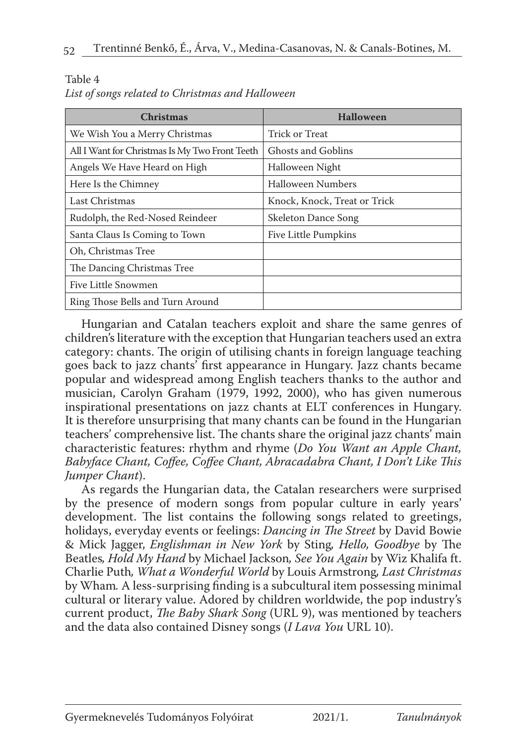Table 4

*List of songs related to Christmas and Halloween*

| Christmas | Halloween |
|---|---|
| We Wish You a Merry Christmas | Trick or Treat |
| All I Want for Christmas Is My Two Front Teeth | Ghosts and Goblins |
| Angels We Have Heard on High | Halloween Night |
| Here Is the Chimney | Halloween Numbers |
| Last Christmas | Knock, Knock, Treat or Trick |
| Rudolph, the Red-Nosed Reindeer | Skeleton Dance Song |
| Santa Claus Is Coming to Town | Five Little Pumpkins |
| Oh, Christmas Tree | |
| The Dancing Christmas Tree | |
| Five Little Snowmen | |
| Ring Those Bells and Turn Around | |

Hungarian and Catalan teachers exploit and share the same genres of children's literature with the exception that Hungarian teachers used an extra category: chants. The origin of utilising chants in foreign language teaching goes back to jazz chants' first appearance in Hungary. Jazz chants became popular and widespread among English teachers thanks to the author and musician, Carolyn Graham (1979, 1992, 2000), who has given numerous inspirational presentations on jazz chants at ELT conferences in Hungary. It is therefore unsurprising that many chants can be found in the Hungarian teachers' comprehensive list. The chants share the original jazz chants' main characteristic features: rhythm and rhyme (*Do You Want an Apple Chant, Babyface Chant, Coffee, Coffee Chant, Abracadabra Chant, I Don't Like This Jumper Chant*).

As regards the Hungarian data, the Catalan researchers were surprised by the presence of modern songs from popular culture in early years' development. The list contains the following songs related to greetings, holidays, everyday events or feelings: *Dancing in The Street* by David Bowie & Mick Jagger, *Englishman in New York* by Sting, *Hello, Goodbye* by The Beatles, *Hold My Hand* by Michael Jackson, *See You Again* by Wiz Khalifa ft. Charlie Puth, *What a Wonderful World* by Louis Armstrong, *Last Christmas* by Wham. A less-surprising finding is a subcultural item possessing minimal cultural or literary value. Adored by children worldwide, the pop industry's current product, *The Baby Shark Song* (URL 9), was mentioned by teachers and the data also contained Disney songs (*I Lava You* URL 10).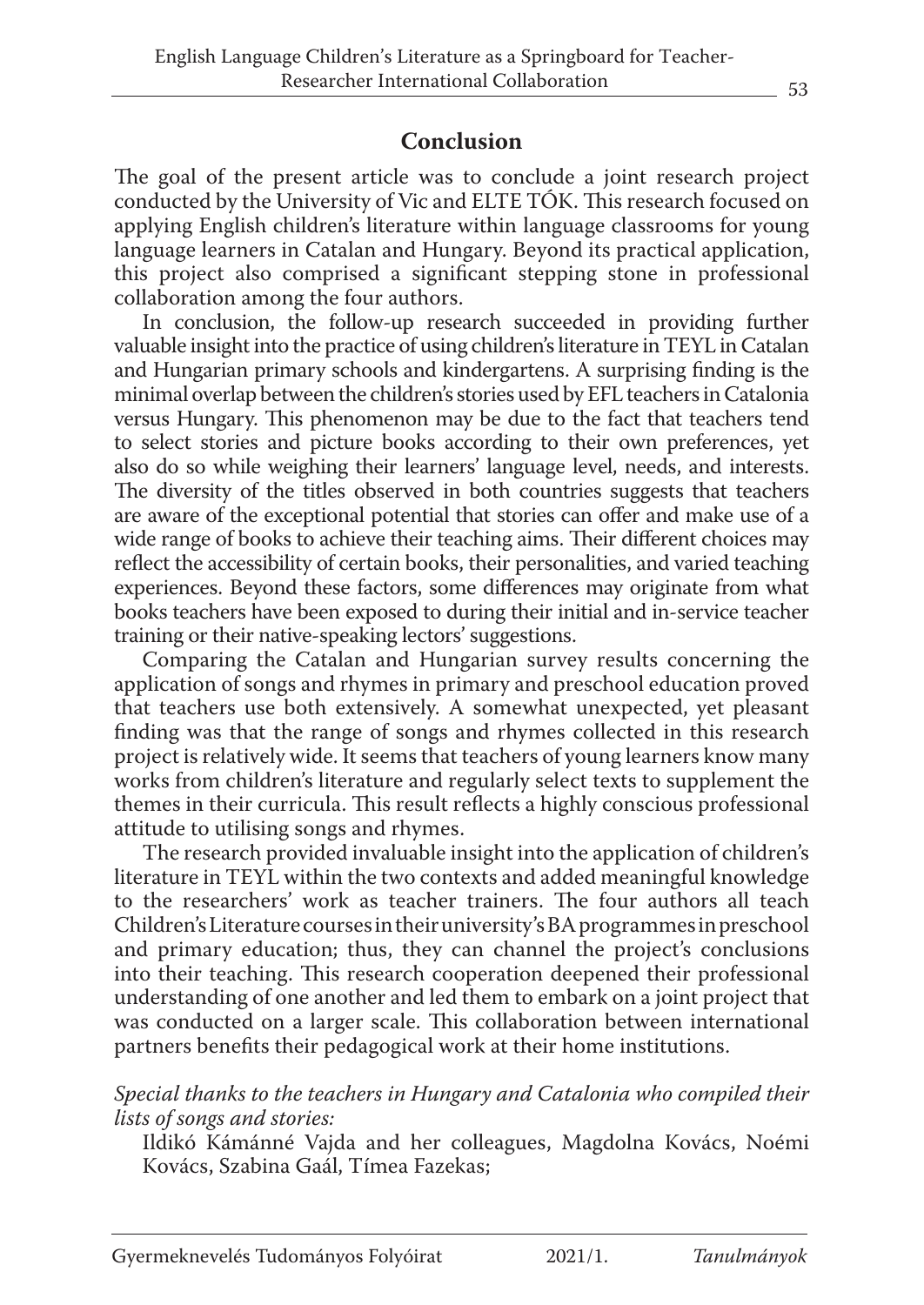## Conclusion

The goal of the present article was to conclude a joint research project conducted by the University of Vic and ELTE TÓK. This research focused on applying English children's literature within language classrooms for young language learners in Catalan and Hungary. Beyond its practical application, this project also comprised a significant stepping stone in professional collaboration among the four authors.

In conclusion, the follow-up research succeeded in providing further valuable insight into the practice of using children's literature in TEYL in Catalan and Hungarian primary schools and kindergartens. A surprising finding is the minimal overlap between the children's stories used by EFL teachers in Catalonia versus Hungary. This phenomenon may be due to the fact that teachers tend to select stories and picture books according to their own preferences, yet also do so while weighing their learners' language level, needs, and interests. The diversity of the titles observed in both countries suggests that teachers are aware of the exceptional potential that stories can offer and make use of a wide range of books to achieve their teaching aims. Their different choices may reflect the accessibility of certain books, their personalities, and varied teaching experiences. Beyond these factors, some differences may originate from what books teachers have been exposed to during their initial and in-service teacher training or their native-speaking lectors' suggestions.

Comparing the Catalan and Hungarian survey results concerning the application of songs and rhymes in primary and preschool education proved that teachers use both extensively. A somewhat unexpected, yet pleasant finding was that the range of songs and rhymes collected in this research project is relatively wide. It seems that teachers of young learners know many works from children's literature and regularly select texts to supplement the themes in their curricula. This result reflects a highly conscious professional attitude to utilising songs and rhymes.

The research provided invaluable insight into the application of children's literature in TEYL within the two contexts and added meaningful knowledge to the researchers' work as teacher trainers. The four authors all teach Children's Literature courses in their university's BA programmes in preschool and primary education; thus, they can channel the project's conclusions into their teaching. This research cooperation deepened their professional understanding of one another and led them to embark on a joint project that was conducted on a larger scale. This collaboration between international partners benefits their pedagogical work at their home institutions.

*Special thanks to the teachers in Hungary and Catalonia who compiled their lists of songs and stories:*

Ildikó Kámánné Vajda and her colleagues, Magdolna Kovács, Noémi Kovács, Szabina Gaál, Tímea Fazekas;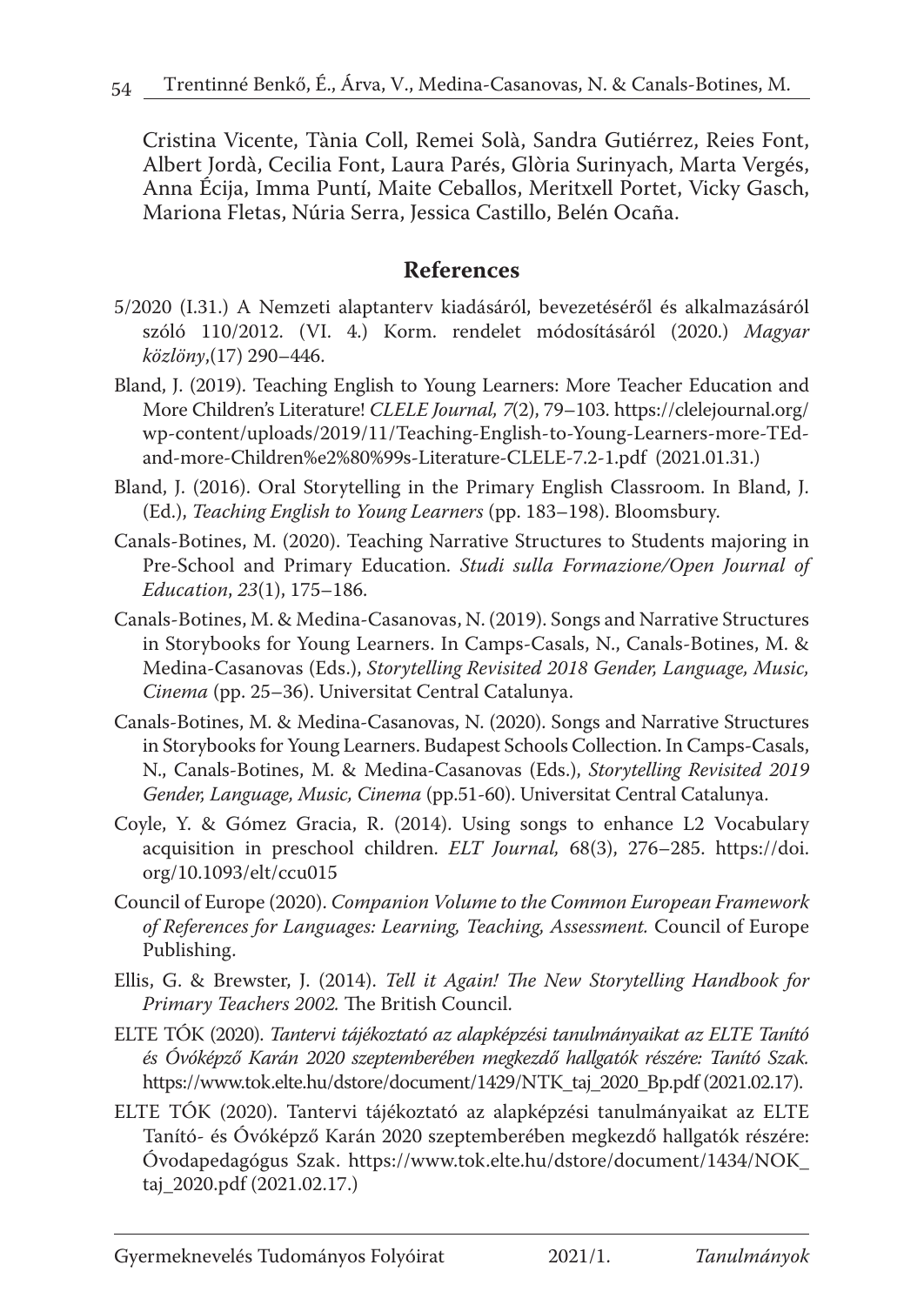Cristina Vicente, Tània Coll, Remei Solà, Sandra Gutiérrez, Reies Font, Albert Jordà, Cecilia Font, Laura Parés, Glòria Surinyach, Marta Vergés, Anna Écija, Imma Puntí, Maite Ceballos, Meritxell Portet, Vicky Gasch, Mariona Fletas, Núria Serra, Jessica Castillo, Belén Ocaña.

## References

5/2020 (I.31.) A Nemzeti alaptanterv kiadásáról, bevezetéséről és alkalmazásáról szóló 110/2012. (VI. 4.) Korm. rendelet módosításáról (2020.) *Magyar közlöny*,(17) 290–446.

Bland, J. (2019). Teaching English to Young Learners: More Teacher Education and More Children's Literature! *CLELE Journal, 7*(2), 79–103. https://clelejournal.org/wp-content/uploads/2019/11/Teaching-English-to-Young-Learners-more-TEd-and-more-Children%e2%80%99s-Literature-CLELE-7.2-1.pdf (2021.01.31.)

Bland, J. (2016). Oral Storytelling in the Primary English Classroom. In Bland, J. (Ed.), *Teaching English to Young Learners* (pp. 183–198). Bloomsbury.

Canals-Botines, M. (2020). Teaching Narrative Structures to Students majoring in Pre-School and Primary Education. *Studi sulla Formazione/Open Journal of Education*, *23*(1), 175–186.

Canals-Botines, M. & Medina-Casanovas, N. (2019). Songs and Narrative Structures in Storybooks for Young Learners. In Camps-Casals, N., Canals-Botines, M. & Medina-Casanovas (Eds.), *Storytelling Revisited 2018 Gender, Language, Music, Cinema* (pp. 25–36). Universitat Central Catalunya.

Canals-Botines, M. & Medina-Casanovas, N. (2020). Songs and Narrative Structures in Storybooks for Young Learners. Budapest Schools Collection. In Camps-Casals, N., Canals-Botines, M. & Medina-Casanovas (Eds.), *Storytelling Revisited 2019 Gender, Language, Music, Cinema* (pp.51-60). Universitat Central Catalunya.

Coyle, Y. & Gómez Gracia, R. (2014). Using songs to enhance L2 Vocabulary acquisition in preschool children. *ELT Journal,* 68(3), 276–285. https://doi.org/10.1093/elt/ccu015

Council of Europe (2020). *Companion Volume to the Common European Framework of References for Languages: Learning, Teaching, Assessment.* Council of Europe Publishing.

Ellis, G. & Brewster, J. (2014). *Tell it Again! The New Storytelling Handbook for Primary Teachers 2002.* The British Council.

ELTE TÓK (2020). *Tantervi tájékoztató az alapképzési tanulmányaikat az ELTE Tanító és Óvóképző Karán 2020 szeptemberében megkezdő hallgatók részére: Tanító Szak.* https://www.tok.elte.hu/dstore/document/1429/NTK_taj_2020_Bp.pdf (2021.02.17).

ELTE TÓK (2020). Tantervi tájékoztató az alapképzési tanulmányaikat az ELTE Tanító- és Óvóképző Karán 2020 szeptemberében megkezdő hallgatók részére: Óvodapedagógus Szak. https://www.tok.elte.hu/dstore/document/1434/NOK_taj_2020.pdf (2021.02.17.)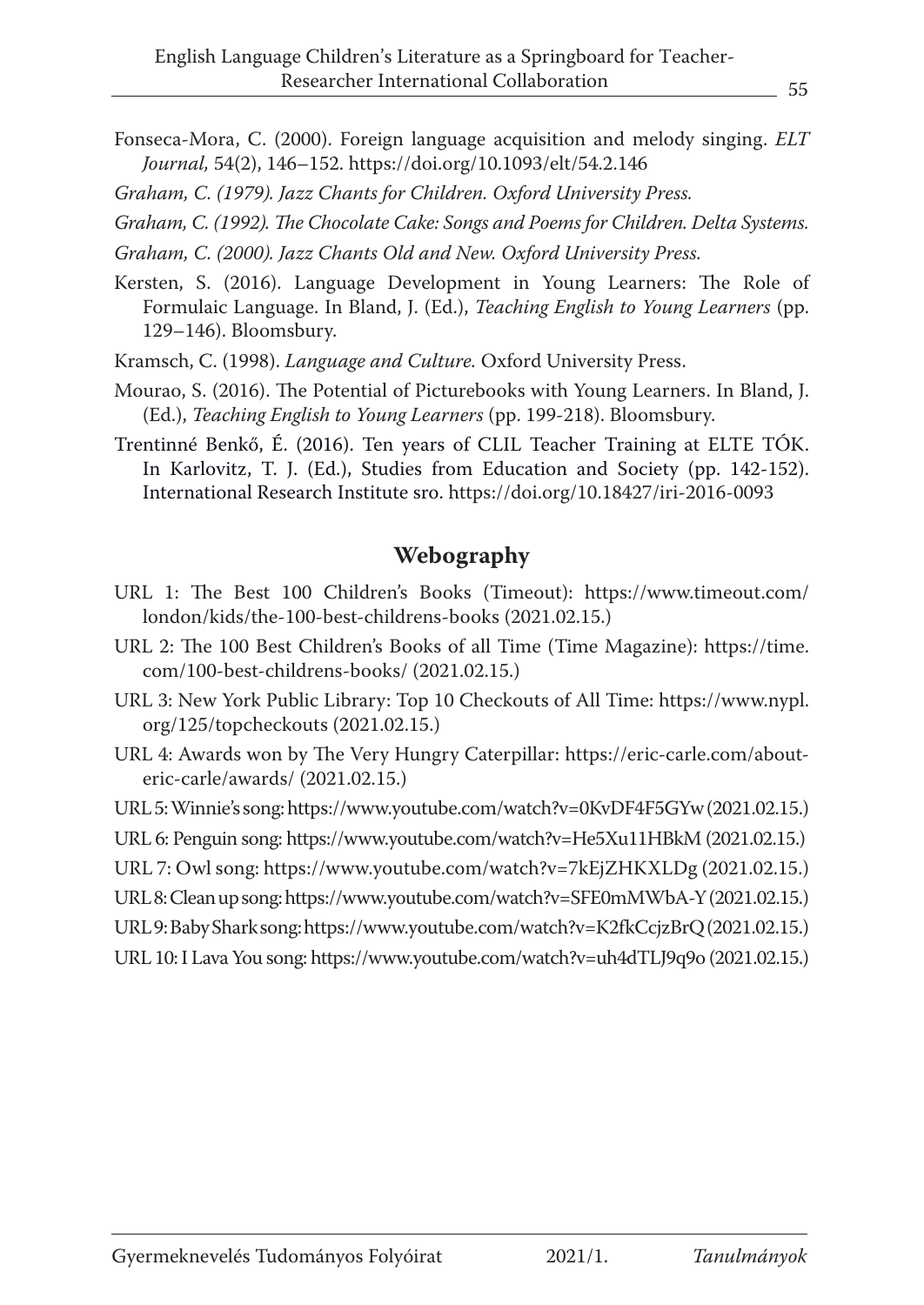Fonseca-Mora, C. (2000). Foreign language acquisition and melody singing. *ELT Journal,* 54(2), 146–152. https://doi.org/10.1093/elt/54.2.146

*Graham, C. (1979). Jazz Chants for Children. Oxford University Press.*

*Graham, C. (1992). The Chocolate Cake: Songs and Poems for Children. Delta Systems.*

*Graham, C. (2000). Jazz Chants Old and New. Oxford University Press.*

Kersten, S. (2016). Language Development in Young Learners: The Role of Formulaic Language. In Bland, J. (Ed.), *Teaching English to Young Learners* (pp. 129–146). Bloomsbury.

Kramsch, C. (1998). *Language and Culture.* Oxford University Press.

Mourao, S. (2016). The Potential of Picturebooks with Young Learners. In Bland, J. (Ed.), *Teaching English to Young Learners* (pp. 199-218). Bloomsbury.

Trentinné Benkő, É. (2016). Ten years of CLIL Teacher Training at ELTE TÓK. In Karlovitz, T. J. (Ed.), Studies from Education and Society (pp. 142-152). International Research Institute sro. https://doi.org/10.18427/iri-2016-0093

## Webography

URL 1: The Best 100 Children's Books (Timeout): https://www.timeout.com/london/kids/the-100-best-childrens-books (2021.02.15.)

URL 2: The 100 Best Children's Books of all Time (Time Magazine): https://time.com/100-best-childrens-books/ (2021.02.15.)

URL 3: New York Public Library: Top 10 Checkouts of All Time: https://www.nypl.org/125/topcheckouts (2021.02.15.)

URL 4: Awards won by The Very Hungry Caterpillar: https://eric-carle.com/about-eric-carle/awards/ (2021.02.15.)

URL 5: Winnie's song: https://www.youtube.com/watch?v=0KvDF4F5GYw (2021.02.15.)

URL 6: Penguin song: https://www.youtube.com/watch?v=He5Xu11HBkM (2021.02.15.)

URL 7: Owl song: https://www.youtube.com/watch?v=7kEjZHKXLDg (2021.02.15.)

URL 8: Clean up song: https://www.youtube.com/watch?v=SFE0mMWbA-Y (2021.02.15.)

URL 9: Baby Shark song: https://www.youtube.com/watch?v=K2fkCcjzBrQ (2021.02.15.)

URL 10: I Lava You song: https://www.youtube.com/watch?v=uh4dTLJ9q9o (2021.02.15.)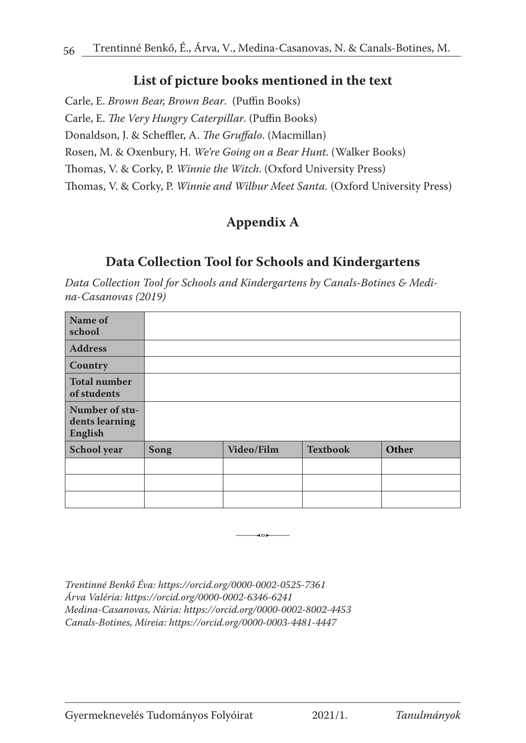## List of picture books mentioned in the text

Carle, E. *Brown Bear, Brown Bear.* (Puffin Books)

Carle, E. *The Very Hungry Caterpillar*. (Puffin Books)

Donaldson, J. & Scheffler, A. *The Gruffalo*. (Macmillan)

Rosen, M. & Oxenbury, H. *We're Going on a Bear Hunt*. (Walker Books)

Thomas, V. & Corky, P. *Winnie the Witch.* (Oxford University Press)

Thomas, V. & Corky, P. *Winnie and Wilbur Meet Santa.* (Oxford University Press)

## Appendix A

## Data Collection Tool for Schools and Kindergartens

*Data Collection Tool for Schools and Kindergartens by Canals-Botines & Medina-Casanovas (2019)*

| | | | | |
|---|---|---|---|---|
| **Name of school** | | | | |
| **Address** | | | | |
| **Country** | | | | |
| **Total number of students** | | | | |
| **Number of students learning English** | | | | |
| **School year** | **Song** | **Video/Film** | **Textbook** | **Other** |
| | | | | |
| | | | | |
| | | | | |

*Trentinné Benkő Éva: https://orcid.org/0000-0002-0525-7361*
*Árva Valéria: https://orcid.org/0000-0002-6346-6241*
*Medina-Casanovas, Núria: https://orcid.org/0000-0002-8002-4453*
*Canals-Botines, Mireia: https://orcid.org/0000-0003-4481-4447*